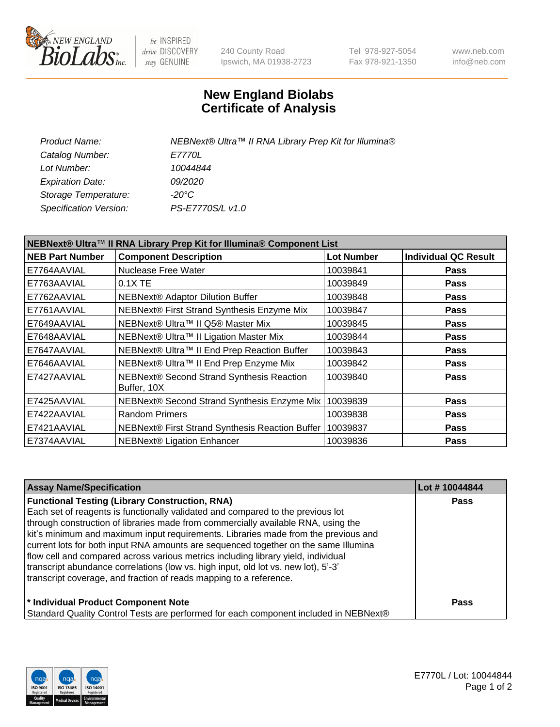240 County Road
Ipswich, MA 01938-2723

Tel 978-927-5054
Fax 978-921-1350

www.neb.com
info@neb.com

# New England Biolabs
# Certificate of Analysis

| | |
|---|---|
| *Product Name:* | *NEBNext® Ultra™ II RNA Library Prep Kit for Illumina®* |
| *Catalog Number:* | *E7770L* |
| *Lot Number:* | *10044844* |
| *Expiration Date:* | *09/2020* |
| *Storage Temperature:* | *-20°C* |
| *Specification Version:* | *PS-E7770S/L v1.0* |

| **NEBNext® Ultra™ II RNA Library Prep Kit for Illumina® Component List** | | | |
|---|---|---|---|
| **NEB Part Number** | **Component Description** | **Lot Number** | **Individual QC Result** |
| E7764AAVIAL | Nuclease Free Water | 10039841 | **Pass** |
| E7763AAVIAL | 0.1X TE | 10039849 | **Pass** |
| E7762AAVIAL | NEBNext® Adaptor Dilution Buffer | 10039848 | **Pass** |
| E7761AAVIAL | NEBNext® First Strand Synthesis Enzyme Mix | 10039847 | **Pass** |
| E7649AAVIAL | NEBNext® Ultra™ II Q5® Master Mix | 10039845 | **Pass** |
| E7648AAVIAL | NEBNext® Ultra™ II Ligation Master Mix | 10039844 | **Pass** |
| E7647AAVIAL | NEBNext® Ultra™ II End Prep Reaction Buffer | 10039843 | **Pass** |
| E7646AAVIAL | NEBNext® Ultra™ II End Prep Enzyme Mix | 10039842 | **Pass** |
| E7427AAVIAL | NEBNext® Second Strand Synthesis Reaction Buffer, 10X | 10039840 | **Pass** |
| E7425AAVIAL | NEBNext® Second Strand Synthesis Enzyme Mix | 10039839 | **Pass** |
| E7422AAVIAL | Random Primers | 10039838 | **Pass** |
| E7421AAVIAL | NEBNext® First Strand Synthesis Reaction Buffer | 10039837 | **Pass** |
| E7374AAVIAL | NEBNext® Ligation Enhancer | 10039836 | **Pass** |

| **Assay Name/Specification** | **Lot # 10044844** |
|---|---|
| **Functional Testing (Library Construction, RNA)**<br>Each set of reagents is functionally validated and compared to the previous lot through construction of libraries made from commercially available RNA, using the kit's minimum and maximum input requirements. Libraries made from the previous and current lots for both input RNA amounts are sequenced together on the same Illumina flow cell and compared across various metrics including library yield, individual transcript abundance correlations (low vs. high input, old lot vs. new lot), 5'-3' transcript coverage, and fraction of reads mapping to a reference. | **Pass** |
| **\* Individual Product Component Note**<br>Standard Quality Control Tests are performed for each component included in NEBNext® | **Pass** |

E7770L / Lot: 10044844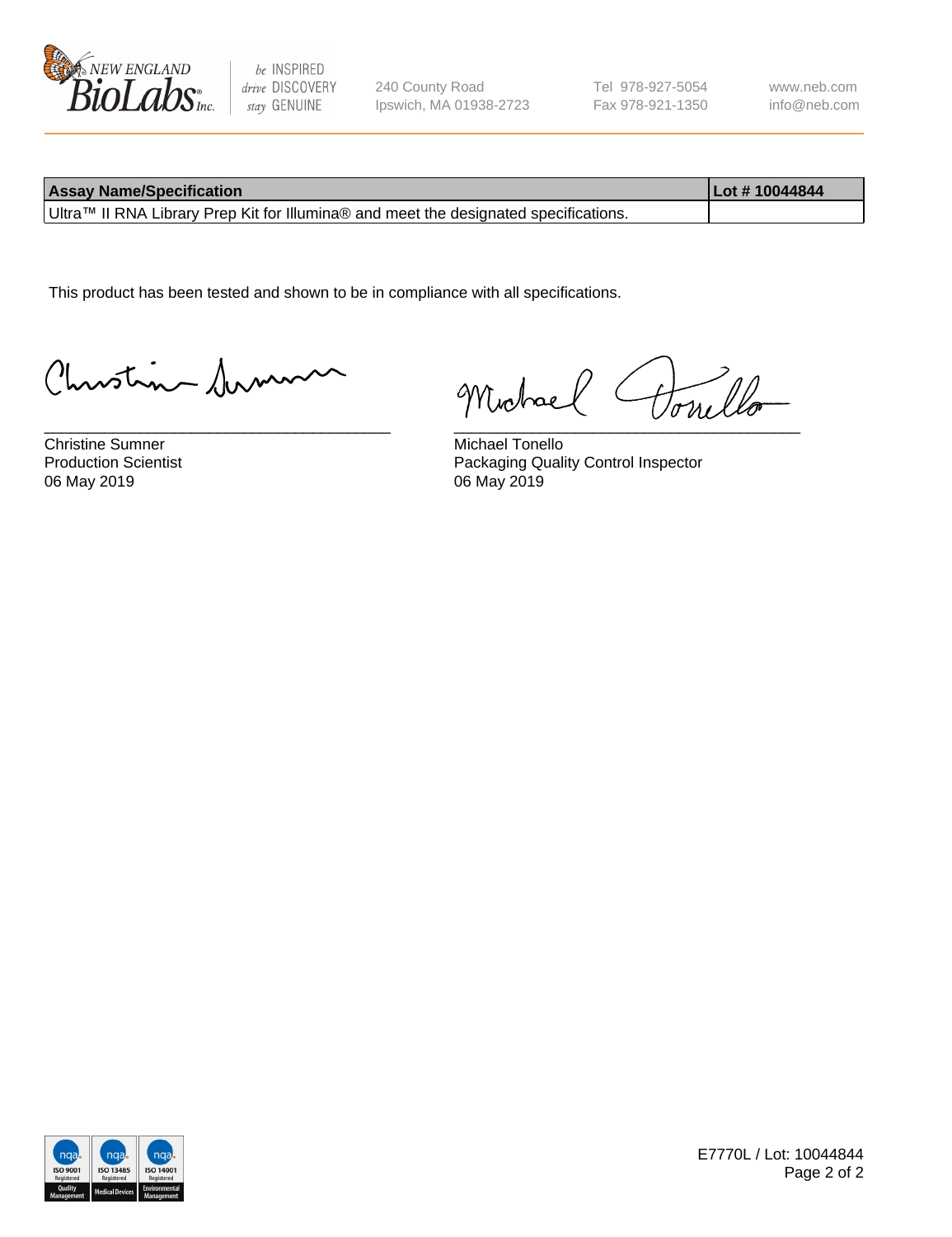| Assay Name/Specification | Lot # 10044844 |
|---|---|
| Ultra™ II RNA Library Prep Kit for Illumina® and meet the designated specifications. | |

This product has been tested and shown to be in compliance with all specifications.

Christine Sumner
Production Scientist
06 May 2019

Michael Tonello
Packaging Quality Control Inspector
06 May 2019

E7770L / Lot: 10044844